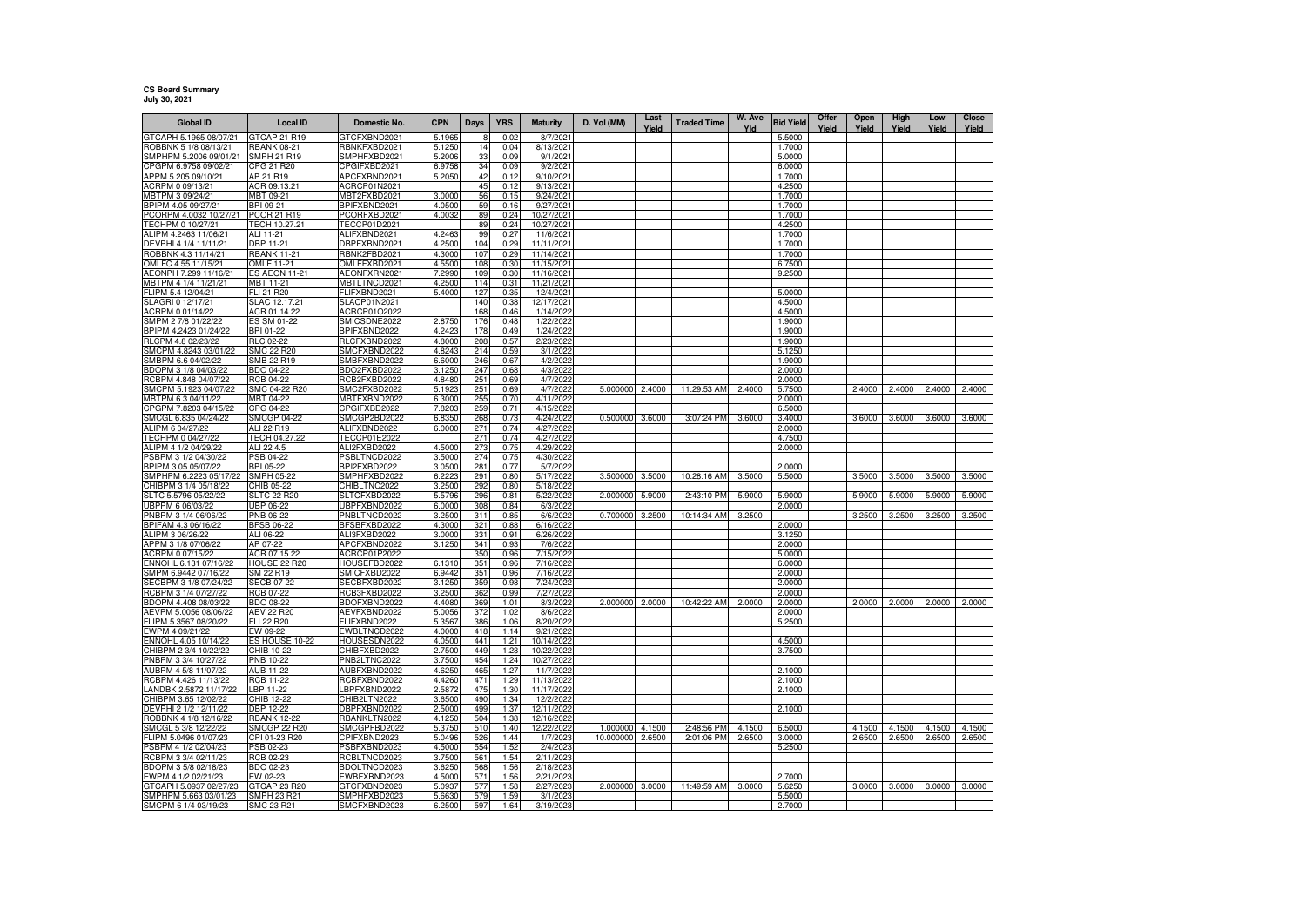**CS Board Summary**
**July 30, 2021**

| Global ID | Local ID | Domestic No. | CPN | Days | YRS | Maturity | D. Vol (MM) | Last Yield | Traded Time | W. Ave Yld | Bid Yield | Offer Yield | Open Yield | High Yield | Low Yield | Close Yield |
|---|---|---|---|---|---|---|---|---|---|---|---|---|---|---|---|---|
| GTCAPH 5.1965 08/07/21 | GTCAP 21 R19 | GTCFXBND2021 | 5.1965 | 8 | 0.02 | 8/7/2021 | | | | | 5.5000 | | | | | |
| ROBBNK 5 1/8 08/13/21 | RBANK 08-21 | RBNKFXBD2021 | 5.1250 | 14 | 0.04 | 8/13/2021 | | | | | 1.7000 | | | | | |
| SMPHPM 5.2006 09/01/21 | SMPH 21 R19 | SMPHFXBD2021 | 5.2006 | 33 | 0.09 | 9/1/2021 | | | | | 5.0000 | | | | | |
| CPGPM 6.9758 09/02/21 | CPG 21 R20 | CPGIFXBD2021 | 6.9758 | 34 | 0.09 | 9/2/2021 | | | | | 6.0000 | | | | | |
| APPM 5.205 09/10/21 | AP 21 R19 | APCFXBND2021 | 5.2050 | 42 | 0.12 | 9/10/2021 | | | | | 1.7000 | | | | | |
| ACRPM 0 09/13/21 | ACR 09.13.21 | ACRCP01N2021 | | 45 | 0.12 | 9/13/2021 | | | | | 4.2500 | | | | | |
| MBTPM 3 09/24/21 | MBT 09-21 | MBT2FXBD2021 | 3.0000 | 56 | 0.15 | 9/24/2021 | | | | | 1.7000 | | | | | |
| BPIPM 4.05 09/27/21 | BPI 09-21 | BPIFXBND2021 | 4.0500 | 59 | 0.16 | 9/27/2021 | | | | | 1.7000 | | | | | |
| PCORPM 4.0032 10/27/21 | PCOR 21 R19 | PCORFXBD2021 | 4.0032 | 89 | 0.24 | 10/27/2021 | | | | | 1.7000 | | | | | |
| TECHPM 0 10/27/21 | TECH 10.27.21 | TECCP01D2021 | | 89 | 0.24 | 10/27/2021 | | | | | 4.2500 | | | | | |
| ALIPM 4.2463 11/06/21 | ALI 11-21 | ALIFXBND2021 | 4.2463 | 99 | 0.27 | 11/6/2021 | | | | | 1.7000 | | | | | |
| DEVPHI 4 1/4 11/11/21 | DBP 11-21 | DBPFXBND2021 | 4.2500 | 104 | 0.29 | 11/11/2021 | | | | | 1.7000 | | | | | |
| ROBBNK 4.3 11/14/21 | RBANK 11-21 | RBNK2FBD2021 | 4.3000 | 107 | 0.29 | 11/14/2021 | | | | | 1.7000 | | | | | |
| OMLFC 4.55 11/15/21 | OMLF 11-21 | OMLFFXBD2021 | 4.5500 | 108 | 0.30 | 11/15/2021 | | | | | 6.7500 | | | | | |
| AEONPH 7.299 11/16/21 | ES AEON 11-21 | AEONFXRN2021 | 7.2990 | 109 | 0.30 | 11/16/2021 | | | | | 9.2500 | | | | | |
| MBTPM 4 1/4 11/21/21 | MBT 11-21 | MBTLTNCD2021 | 4.2500 | 114 | 0.31 | 11/21/2021 | | | | | 1.7000 | | | | | |
| FLIPM 5.4 12/04/21 | FLI 21 R20 | FLIFXBND2021 | 5.4000 | 127 | 0.35 | 12/4/2021 | | | | | 5.0000 | | | | | |
| SLAGRI 0 12/17/21 | SLAC 12.17.21 | SLACP01N2021 | | 140 | 0.38 | 12/17/2021 | | | | | 4.5000 | | | | | |
| ACRPM 0 01/14/22 | ACR 01.14.22 | ACRCP01O2022 | | 168 | 0.46 | 1/14/2022 | | | | | 4.5000 | | | | | |
| SMPM 2 7/8 01/22/22 | ES SM 01-22 | SMICSDNE2022 | 2.8750 | 176 | 0.48 | 1/22/2022 | | | | | 1.9000 | | | | | |
| BPIPM 4.2423 01/24/22 | BPI 01-22 | BPIFXBND2022 | 4.2423 | 178 | 0.49 | 1/24/2022 | | | | | 1.9000 | | | | | |
| RLCPM 4.8 02/23/22 | RLC 02-22 | RLCFXBND2022 | 4.8000 | 208 | 0.57 | 2/23/2022 | | | | | 1.9000 | | | | | |
| SMCPM 4.8243 03/01/22 | SMC 22 R20 | SMCFXBND2022 | 4.8243 | 214 | 0.59 | 3/1/2022 | | | | | 5.1250 | | | | | |
| SMBPM 6.6 04/02/22 | SMB 22 R19 | SMBFXBND2022 | 6.6000 | 246 | 0.67 | 4/2/2022 | | | | | 1.9000 | | | | | |
| BDOPM 3 1/8 04/03/22 | BDO 04-22 | BDO2FXBD2022 | 3.1250 | 247 | 0.68 | 4/3/2022 | | | | | 2.0000 | | | | | |
| RCBPM 4.848 04/07/22 | RCB 04-22 | RCB2FXBD2022 | 4.8480 | 251 | 0.69 | 4/7/2022 | | | | | 2.0000 | | | | | |
| SMCPM 5.1923 04/07/22 | SMC 04-22 R20 | SMC2FXBD2022 | 5.1923 | 251 | 0.69 | 4/7/2022 | 5.000000 | 2.4000 | 11:29:53 AM | 2.4000 | 5.7500 | | 2.4000 | 2.4000 | 2.4000 | 2.4000 |
| MBTPM 6.3 04/11/22 | MBT 04-22 | MBTFXBND2022 | 6.3000 | 255 | 0.70 | 4/11/2022 | | | | | 2.0000 | | | | | |
| CPGPM 7.8203 04/15/22 | CPG 04-22 | CPGIFXBD2022 | 7.8203 | 259 | 0.71 | 4/15/2022 | | | | | 6.5000 | | | | | |
| SMCGL 6.835 04/24/22 | SMCGP 04-22 | SMCGP2BD2022 | 6.8350 | 268 | 0.73 | 4/24/2022 | 0.500000 | 3.6000 | 3:07:24 PM | 3.6000 | 3.4000 | | 3.6000 | 3.6000 | 3.6000 | 3.6000 |
| ALIPM 6 04/27/22 | ALI 22 R19 | ALIFXBND2022 | 6.0000 | 271 | 0.74 | 4/27/2022 | | | | | 2.0000 | | | | | |
| TECHPM 0 04/27/22 | TECH 04.27.22 | TECCP01E2022 | | 271 | 0.74 | 4/27/2022 | | | | | 4.7500 | | | | | |
| ALIPM 4 1/2 04/29/22 | ALI 22 4.5 | ALI2FXBD2022 | 4.5000 | 273 | 0.75 | 4/29/2022 | | | | | 2.0000 | | | | | |
| PSBPM 3 1/2 04/30/22 | PSB 04-22 | PSBLTNCD2022 | 3.5000 | 274 | 0.75 | 4/30/2022 | | | | | | | | | | |
| BPIPM 3.05 05/07/22 | BPI 05-22 | BPI2FXBD2022 | 3.0500 | 281 | 0.77 | 5/7/2022 | | | | | 2.0000 | | | | | |
| SMPHPM 6.2223 05/17/22 | SMPH 05-22 | SMPHFXBD2022 | 6.2223 | 291 | 0.80 | 5/17/2022 | 3.500000 | 3.5000 | 10:28:16 AM | 3.5000 | 5.5000 | | 3.5000 | 3.5000 | 3.5000 | 3.5000 |
| CHIBPM 3 1/4 05/18/22 | CHIB 05-22 | CHIBLTNC2022 | 3.2500 | 292 | 0.80 | 5/18/2022 | | | | | | | | | | |
| SLTC 5.5796 05/22/22 | SLTC 22 R20 | SLTCFXBD2022 | 5.5796 | 296 | 0.81 | 5/22/2022 | 2.000000 | 5.9000 | 2:43:10 PM | 5.9000 | 5.9000 | | 5.9000 | 5.9000 | 5.9000 | 5.9000 |
| UBPPM 6 06/03/22 | UBP 06-22 | UBPFXBND2022 | 6.0000 | 308 | 0.84 | 6/3/2022 | | | | | 2.0000 | | | | | |
| PNBPM 3 1/4 06/06/22 | PNB 06-22 | PNBLTNCD2022 | 3.2500 | 311 | 0.85 | 6/6/2022 | 0.700000 | 3.2500 | 10:14:34 AM | 3.2500 | | | 3.2500 | 3.2500 | 3.2500 | 3.2500 |
| BPIFAM 4.3 06/16/22 | BFSB 06-22 | BFSBFXBD2022 | 4.3000 | 321 | 0.88 | 6/16/2022 | | | | | 2.0000 | | | | | |
| ALIPM 3 06/26/22 | ALI 06-22 | ALI3FXBD2022 | 3.0000 | 331 | 0.91 | 6/26/2022 | | | | | 3.1250 | | | | | |
| APPM 3 1/8 07/06/22 | AP 07-22 | APCFXBND2022 | 3.1250 | 341 | 0.93 | 7/6/2022 | | | | | 2.0000 | | | | | |
| ACRPM 0 07/15/22 | ACR 07.15.22 | ACRCP01P2022 | | 350 | 0.96 | 7/15/2022 | | | | | 5.0000 | | | | | |
| ENNOHL 6.131 07/16/22 | HOUSE 22 R20 | HOUSEFBD2022 | 6.1310 | 351 | 0.96 | 7/16/2022 | | | | | 6.0000 | | | | | |
| SMPM 6.9442 07/16/22 | SM 22 R19 | SMICFXBD2022 | 6.9442 | 351 | 0.96 | 7/16/2022 | | | | | 2.0000 | | | | | |
| SECBPM 3 1/8 07/24/22 | SECB 07-22 | SECBFXBD2022 | 3.1250 | 359 | 0.98 | 7/24/2022 | | | | | 2.0000 | | | | | |
| RCBPM 3 1/4 07/27/22 | RCB 07-22 | RCB3FXBD2022 | 3.2500 | 362 | 0.99 | 7/27/2022 | | | | | 2.0000 | | | | | |
| BDOPM 4.408 08/03/22 | BDO 08-22 | BDOFXBND2022 | 4.4080 | 369 | 1.01 | 8/3/2022 | 2.000000 | 2.0000 | 10:42:22 AM | 2.0000 | 2.0000 | | 2.0000 | 2.0000 | 2.0000 | 2.0000 |
| AEVPM 5.0056 08/06/22 | AEV 22 R20 | AEVFXBND2022 | 5.0056 | 372 | 1.02 | 8/6/2022 | | | | | 2.0000 | | | | | |
| FLIPM 5.3567 08/20/22 | FLI 22 R20 | FLIFXBND2022 | 5.3567 | 386 | 1.06 | 8/20/2022 | | | | | 5.2500 | | | | | |
| EWPM 4 09/21/22 | EW 09-22 | EWBLTNCD2022 | 4.0000 | 418 | 1.14 | 9/21/2022 | | | | | | | | | | |
| ENNOHL 4.05 10/14/22 | ES HOUSE 10-22 | HOUSESDN2022 | 4.0500 | 441 | 1.21 | 10/14/2022 | | | | | 4.5000 | | | | | |
| CHIBPM 2 3/4 10/22/22 | CHIB 10-22 | CHIBFXBD2022 | 2.7500 | 449 | 1.23 | 10/22/2022 | | | | | 3.7500 | | | | | |
| PNBPM 3 3/4 10/27/22 | PNB 10-22 | PNB2LTNC2022 | 3.7500 | 454 | 1.24 | 10/27/2022 | | | | | | | | | | |
| AUBPM 4 5/8 11/07/22 | AUB 11-22 | AUBFXBND2022 | 4.6250 | 465 | 1.27 | 11/7/2022 | | | | | 2.1000 | | | | | |
| RCBPM 4.426 11/13/22 | RCB 11-22 | RCBFXBND2022 | 4.4260 | 471 | 1.29 | 11/13/2022 | | | | | 2.1000 | | | | | |
| LANDBK 2.5872 11/17/22 | LBP 11-22 | LBPFXBND2022 | 2.5872 | 475 | 1.30 | 11/17/2022 | | | | | 2.1000 | | | | | |
| CHIBPM 3.65 12/02/22 | CHIB 12-22 | CHIB2LTN2022 | 3.6500 | 490 | 1.34 | 12/2/2022 | | | | | | | | | | |
| DEVPHI 2 1/2 12/11/22 | DBP 12-22 | DBPFXBND2022 | 2.5000 | 499 | 1.37 | 12/11/2022 | | | | | 2.1000 | | | | | |
| ROBBNK 4 1/8 12/16/22 | RBANK 12-22 | RBANKLTN2022 | 4.1250 | 504 | 1.38 | 12/16/2022 | | | | | | | | | | |
| SMCGL 5 3/8 12/22/22 | SMCGP 22 R20 | SMCGPFBD2022 | 5.3750 | 510 | 1.40 | 12/22/2022 | 1.000000 | 4.1500 | 2:48:56 PM | 4.1500 | 6.5000 | | 4.1500 | 4.1500 | 4.1500 | 4.1500 |
| FLIPM 5.0496 01/07/23 | CPI 01-23 R20 | CPIFXBND2023 | 5.0496 | 526 | 1.44 | 1/7/2023 | 10.000000 | 2.6500 | 2:01:06 PM | 2.6500 | 3.0000 | | 2.6500 | 2.6500 | 2.6500 | 2.6500 |
| PSBPM 4 1/2 02/04/23 | PSB 02-23 | PSBFXBND2023 | 4.5000 | 554 | 1.52 | 2/4/2023 | | | | | 5.2500 | | | | | |
| RCBPM 3 3/4 02/11/23 | RCB 02-23 | RCBLTNCD2023 | 3.7500 | 561 | 1.54 | 2/11/2023 | | | | | | | | | | |
| BDOPM 3 5/8 02/18/23 | BDO 02-23 | BDOLTNCD2023 | 3.6250 | 568 | 1.56 | 2/18/2023 | | | | | | | | | | |
| EWPM 4 1/2 02/21/23 | EW 02-23 | EWBFXBND2023 | 4.5000 | 571 | 1.56 | 2/21/2023 | | | | | 2.7000 | | | | | |
| GTCAPH 5.0937 02/27/23 | GTCAP 23 R20 | GTCFXBND2023 | 5.0937 | 577 | 1.58 | 2/27/2023 | 2.000000 | 3.0000 | 11:49:59 AM | 3.0000 | 5.6250 | | 3.0000 | 3.0000 | 3.0000 | 3.0000 |
| SMPHPM 5.663 03/01/23 | SMPH 23 R21 | SMPHFXBD2023 | 5.6630 | 579 | 1.59 | 3/1/2023 | | | | | 5.5000 | | | | | |
| SMCPM 6 1/4 03/19/23 | SMC 23 R21 | SMCFXBND2023 | 6.2500 | 597 | 1.64 | 3/19/2023 | | | | | 2.7000 | | | | | |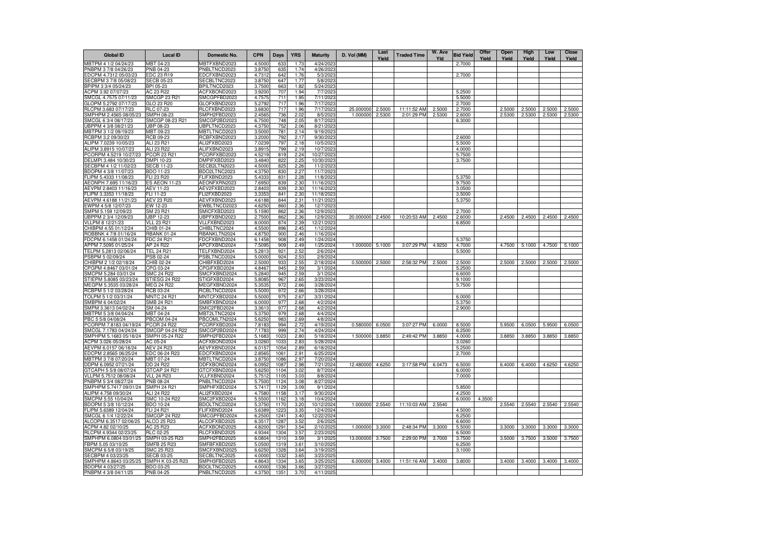| Global ID | Local ID | Domestic No. | CPN | Days | YRS | Maturity | D. Vol (MM) | Last Yield | Traded Time | W. Ave Yld | Bid Yield | Offer Yield | Open Yield | High Yield | Low Yield | Close Yield |
|---|---|---|---|---|---|---|---|---|---|---|---|---|---|---|---|---|
| MBTPM 4 1/2 04/24/23 | MBT 04-23 | MBTFXBND2023 | 4.5000 | 633 | 1.73 | 4/24/2023 | | | | | 2.7000 | | | | | |
| PNBPM 3 7/8 04/26/23 | PNB 04-23 | PNBLTNCD2023 | 3.8750 | 635 | 1.74 | 4/26/2023 | | | | | | | | | | |
| EDCPM 4.7312 05/03/23 | EDC 23 R19 | EDCFXBND2023 | 4.7312 | 642 | 1.76 | 5/3/2023 | | | | | 2.7000 | | | | | |
| SECBPM 3 7/8 05/08/23 | SECB 05-23 | SECBLTNC2023 | 3.8750 | 647 | 1.77 | 5/8/2023 | | | | | | | | | | |
| BPIPM 3 3/4 05/24/23 | BPI 05-23 | BPILTNCD2023 | 3.7500 | 663 | 1.82 | 5/24/2023 | | | | | | | | | | |
| ACPM 3.92 07/07/23 | AC 23 R22 | ACFXBOND2023 | 3.9200 | 707 | 1.94 | 7/7/2023 | | | | | 5.2500 | | | | | |
| SMCGL 4.7575 07/11/23 | SMCGP 23 R21 | SMCGPFBD2023 | 4.7575 | 711 | 1.95 | 7/11/2023 | | | | | 5.5000 | | | | | |
| GLOPM 5.2792 07/17/23 | GLO 23 R20 | GLOFXBND2023 | 5.2792 | 717 | 1.96 | 7/17/2023 | | | | | 2.7000 | | | | | |
| RLCPM 3.683 07/17/23 | RLC 07-23 | RLCFXBND2023 | 3.6830 | 717 | 1.96 | 7/17/2023 | 25.000000 | 2.5000 | 11:11:52 AM | 2.5000 | 2.7000 | | 2.5000 | 2.5000 | 2.5000 | 2.5000 |
| SMPHPM 2.4565 08/05/23 | SMPH 08-23 | SMPH2FBD2023 | 2.4565 | 736 | 2.02 | 8/5/2023 | 1.000000 | 2.5300 | 2:01:29 PM | 2.5300 | 2.6000 | | 2.5300 | 2.5300 | 2.5300 | 2.5300 |
| SMCGL 6 3/4 08/17/23 | SMCGP 08-23 R21 | SMCGP2BD2023 | 6.7500 | 748 | 2.05 | 8/17/2023 | | | | | 6.3000 | | | | | |
| UBPPM 4 3/8 08/21/23 | UBP 08-23 | UBPLTNCD2023 | 4.3750 | 752 | 2.06 | 8/21/2023 | | | | | | | | | | |
| MBTPM 3 1/2 09/19/23 | MBT 09-23 | MBTLTNCD2023 | 3.5000 | 781 | 2.14 | 9/19/2023 | | | | | | | | | | |
| RCBPM 3.2 09/30/23 | RCB 09-23 | RCBFXBND2023 | 3.2000 | 792 | 2.17 | 9/30/2023 | | | | | 2.6000 | | | | | |
| ALIPM 7.0239 10/05/23 | ALI 23 R21 | ALI2FXBD2023 | 7.0239 | 797 | 2.18 | 10/5/2023 | | | | | 5.5000 | | | | | |
| ALIPM 3.8915 10/07/23 | ALI 23 R22 | ALIFXBND2023 | 3.8915 | 799 | 2.19 | 10/7/2023 | | | | | 4.0000 | | | | | |
| PCORPM 4.5219 10/27/23 | PCOR 23 R21 | PCORFXBD2023 | 4.5219 | 819 | 2.24 | 10/27/2023 | | | | | 5.7500 | | | | | |
| DELMPI 3.484 10/30/23 | DMPI 10-23 | DMPIFXBD2023 | 3.4840 | 822 | 2.25 | 10/30/2023 | | | | | 3.7500 | | | | | |
| SECBPM 4 1/2 11/02/23 | SECB 11-23 | SECB2LTN2023 | 4.5000 | 825 | 2.26 | 11/2/2023 | | | | | | | | | | |
| BDOPM 4 3/8 11/07/23 | BDO 11-23 | BDO2LTNC2023 | 4.3750 | 830 | 2.27 | 11/7/2023 | | | | | | | | | | |
| FLIPM 5.4333 11/08/23 | FLI 23 R20 | FLIFXBND2023 | 5.4333 | 831 | 2.28 | 11/8/2023 | | | | | 5.3750 | | | | | |
| AEONPH 7.695 11/16/23 | ES AEON 11-23 | AEONFXRN2023 | 7.6950 | 839 | 2.30 | 11/16/2023 | | | | | 9.7500 | | | | | |
| AEVPM 2.8403 11/16/23 | AEV 11-23 | AEV2FXBD2023 | 2.8403 | 839 | 2.30 | 11/16/2023 | | | | | 3.0500 | | | | | |
| FLIPM 3.3353 11/18/23 | FLI 11-23 | FLI2FXBD2023 | 3.3353 | 841 | 2.30 | 11/18/2023 | | | | | 3.5000 | | | | | |
| AEVPM 4.6188 11/21/23 | AEV 23 R20 | AEVFXBND2023 | 4.6188 | 844 | 2.31 | 11/21/2023 | | | | | 5.3750 | | | | | |
| EWPM 4 5/8 12/07/23 | EW 12-23 | EWBLTNCD2023 | 4.6250 | 860 | 2.36 | 12/7/2023 | | | | | | | | | | |
| SMPM 5.159 12/09/23 | SM 23 R21 | SMICFXBD2023 | 5.1590 | 862 | 2.36 | 12/9/2023 | | | | | 2.7000 | | | | | |
| UBPPM 2 3/4 12/09/23 | UBP 12-23 | UBPFXBND2023 | 2.7500 | 862 | 2.36 | 12/9/2023 | 20.000000 | 2.4500 | 10:20:53 AM | 2.4500 | 2.6000 | | 2.4500 | 2.4500 | 2.4500 | 2.4500 |
| VLLPM 8 12/21/23 | VLL 23 R21 | VLLFXBND2023 | 8.0000 | 874 | 2.39 | 12/21/2023 | | | | | 6.8500 | | | | | |
| CHIBPM 4.55 01/12/24 | CHIB 01-24 | CHIBLTNC2024 | 4.5500 | 896 | 2.45 | 1/12/2024 | | | | | | | | | | |
| ROBBNK 4 7/8 01/16/24 | RBANK 01-24 | RBANKLTN2024 | 4.8750 | 900 | 2.46 | 1/16/2024 | | | | | | | | | | |
| FDCPM 6.1458 01/24/24 | FDC 24 R21 | FDCFXBND2024 | 6.1458 | 908 | 2.49 | 1/24/2024 | | | | | 5.3750 | | | | | |
| APPM 7.5095 01/25/24 | AP 24 R22 | APCFXBND2024 | 7.5095 | 909 | 2.49 | 1/25/2024 | 1.000000 | 5.1000 | 3:07:29 PM | 4.9250 | 4.7000 | | 4.7500 | 5.1000 | 4.7500 | 5.1000 |
| TELPM 5.2813 02/06/24 | TEL 24 R21 | TELFXBND2024 | 5.2813 | 921 | 2.52 | 2/6/2024 | | | | | 5.5000 | | | | | |
| PSBPM 5 02/09/24 | PSB 02-24 | PSBLTNCD2024 | 5.0000 | 924 | 2.53 | 2/9/2024 | | | | | | | | | | |
| CHIBPM 2 1/2 02/18/24 | CHIB 02-24 | CHIBFXBD2024 | 2.5000 | 933 | 2.55 | 2/18/2024 | 0.500000 | 2.5000 | 2:58:32 PM | 2.5000 | 2.5000 | | 2.5000 | 2.5000 | 2.5000 | 2.5000 |
| CPGPM 4.8467 03/01/24 | CPG 03-24 | CPGIFXBD2024 | 4.8467 | 945 | 2.59 | 3/1/2024 | | | | | 5.2500 | | | | | |
| SMCPM 5.284 03/01/24 | SMC 24 R22 | SMCFXBND2024 | 5.2840 | 945 | 2.59 | 3/1/2024 | | | | | 6.6000 | | | | | |
| STIEPM 5.8085 03/23/24 | STIESG 24 R22 | STIGFXBD2024 | 5.8085 | 967 | 2.65 | 3/23/2024 | | | | | 9.1000 | | | | | |
| MEGPM 5.3535 03/28/24 | MEG 24 R22 | MEGFXBND2024 | 5.3535 | 972 | 2.66 | 3/28/2024 | | | | | 5.7500 | | | | | |
| RCBPM 5 1/2 03/28/24 | RCB 03-24 | RCBLTNCD2024 | 5.5000 | 972 | 2.66 | 3/28/2024 | | | | | | | | | | |
| TOLPM 5 1/2 03/31/24 | MNTC 24 R21 | MNTCFXBD2024 | 5.5000 | 975 | 2.67 | 3/31/2024 | | | | | 6.0000 | | | | | |
| SMBPM 6 04/02/24 | SMB 24 R21 | SMBFXBND2024 | 6.0000 | 977 | 2.68 | 4/2/2024 | | | | | 5.3750 | | | | | |
| SMPM 3.3613 04/02/24 | SM 04-24 | SMIC2FBD2024 | 3.3613 | 977 | 2.68 | 4/2/2024 | | | | | 2.9000 | | | | | |
| MBTPM 5 3/8 04/04/24 | MBT 04-24 | MBT2LTNC2024 | 5.3750 | 979 | 2.68 | 4/4/2024 | | | | | | | | | | |
| PBC 5 5/8 04/08/24 | PBCOM 04-24 | PBCOMLTN2024 | 5.6250 | 983 | 2.69 | 4/8/2024 | | | | | | | | | | |
| PCORPM 7.8183 04/19/24 | PCOR 24 R22 | PCORFXBD2024 | 7.8183 | 994 | 2.72 | 4/19/2024 | 0.580000 | 6.0500 | 3:07:27 PM | 6.0000 | 8.5000 | | 5.9500 | 6.0500 | 5.9500 | 6.0500 |
| SMCGL 7.1783 04/24/24 | SMCGP 04-24 R22 | SMCGP2BD2024 | 7.1783 | 999 | 2.74 | 4/24/2024 | | | | | 6.2500 | | | | | |
| SMPHPM 5.1683 05/18/24 | SMPH 05-24 R22 | SMPH2FBD2024 | 5.1683 | 1023 | 2.80 | 5/18/2024 | 1.500000 | 3.8850 | 2:49:42 PM | 3.8850 | 4.0000 | | 3.8850 | 3.8850 | 3.8850 | 3.8850 |
| ACPM 3.026 05/28/24 | AC 05-24 | ACFXBOND2024 | 3.0260 | 1033 | 2.83 | 5/28/2024 | | | | | 3.0260 | | | | | |
| AEVPM 6.0157 06/18/24 | AEV 24 R23 | AEVFXBND2024 | 6.0157 | 1054 | 2.89 | 6/18/2024 | | | | | 5.2500 | | | | | |
| EDCPM 2.8565 06/25/24 | EDC 06-24 R23 | EDCFXBND2024 | 2.8565 | 1061 | 2.91 | 6/25/2024 | | | | | 2.7000 | | | | | |
| MBTPM 3 7/8 07/20/24 | MBT 07-24 | MBTLTNCD2024 | 3.8750 | 1086 | 2.97 | 7/20/2024 | | | | | | | | | | |
| DDPM 6.0952 07/21/24 | DD 24 R22 | DDFXBOND2024 | 6.0952 | 1087 | 2.98 | 7/21/2024 | 12.480000 | 4.6250 | 3:17:58 PM | 6.0473 | 6.5000 | | 6.4000 | 6.4000 | 4.6250 | 4.6250 |
| GTCAPH 5 5/8 08/07/24 | GTCAP 24 R21 | GTCFXBND2024 | 5.6250 | 1104 | 3.02 | 8/7/2024 | | | | | 6.0000 | | | | | |
| VLLPM 5.7512 08/08/24 | VLL 24 R23 | VLLFXBND2024 | 5.7512 | 1105 | 3.03 | 8/8/2024 | | | | | 7.0000 | | | | | |
| PNBPM 5 3/4 08/27/24 | PNB 08-24 | PNBLTNCD2024 | 5.7500 | 1124 | 3.08 | 8/27/2024 | | | | | | | | | | |
| SMPHPM 5.7417 09/01/24 | SMPH 24 R21 | SMPHFXBD2024 | 5.7417 | 1129 | 3.09 | 9/1/2024 | | | | | 5.8500 | | | | | |
| ALIPM 4.758 09/30/24 | ALI 24 R22 | ALI2FXBD2024 | 4.7580 | 1158 | 3.17 | 9/30/2024 | | | | | 4.2500 | | | | | |
| SMCPM 5.55 10/04/24 | SMC 10-24 R22 | SMC2FXBD2024 | 5.5500 | 1162 | 3.18 | 10/4/2024 | | | | | 6.0000 | 4.3500 | | | | |
| BDOPM 5 3/8 10/12/24 | BDO 10-24 | BDOLTNCD2024 | 5.3750 | 1170 | 3.20 | 10/12/2024 | 1.000000 | 2.5540 | 11:10:03 AM | 2.5540 | | | 2.5540 | 2.5540 | 2.5540 | 2.5540 |
| FLIPM 5.6389 12/04/24 | FLI 24 R21 | FLIFXBND2024 | 5.6389 | 1223 | 3.35 | 12/4/2024 | | | | | 4.5000 | | | | | |
| SMCGL 6 1/4 12/22/24 | SMCGP 24 R22 | SMCGPFBD2024 | 6.2500 | 1241 | 3.40 | 12/22/2024 | | | | | 6.2500 | | | | | |
| ALCOPM 6.3517 02/06/25 | ALCO 25 R23 | ALCOFXBD2025 | 6.3517 | 1287 | 3.52 | 2/6/2025 | | | | | 6.6000 | | | | | |
| ACPM 4.82 02/10/25 | AC 25 R23 | ACFXBOND2025 | 4.8200 | 1291 | 3.54 | 2/10/2025 | 1.000000 | 3.3000 | 2:48:34 PM | 3.3000 | 5.5000 | | 3.3000 | 3.3000 | 3.3000 | 3.3000 |
| RLCPM 4.9344 02/23/25 | RLC 02-25 | RLCFXBND2025 | 4.9344 | 1304 | 3.57 | 2/23/2025 | | | | | 6.5000 | | | | | |
| SMPHPM 6.0804 03/01/25 | SMPH 03-25 R23 | SMPH2FBD2025 | 6.0804 | 1310 | 3.59 | 3/1/2025 | 13.000000 | 3.7500 | 2:29:00 PM | 3.7000 | 3.7500 | | 3.5000 | 3.7500 | 3.5000 | 3.7500 |
| FBPM 5.05 03/10/25 | SMFB 25 R23 | SMFBFXBD2025 | 5.0500 | 1319 | 3.61 | 3/10/2025 | | | | | 6.2500 | | | | | |
| SMCPM 6 5/8 03/19/25 | SMC 25 R23 | SMCFXBND2025 | 6.6250 | 1328 | 3.64 | 3/19/2025 | | | | | 3.1000 | | | | | |
| SECBPM 4 03/23/25 | SECB 03-25 | SECBLTNC2025 | 4.0000 | 1332 | 3.65 | 3/23/2025 | | | | | | | | | | |
| SMPHPM 4.8643 03/25/25 | SMPH K 03-25 R23 | SMPH3FBD2025 | 4.8643 | 1334 | 3.65 | 3/25/2025 | 6.000000 | 3.4000 | 11:51:16 AM | 3.4000 | 3.8000 | | 3.4000 | 3.4000 | 3.4000 | 3.4000 |
| BDOPM 4 03/27/25 | BDO 03-25 | BDOLTNCD2025 | 4.0000 | 1336 | 3.66 | 3/27/2025 | | | | | | | | | | |
| PNBPM 4 3/8 04/11/25 | PNB 04-25 | PNBLTNCD2025 | 4.3750 | 1351 | 3.70 | 4/11/2025 | | | | | | | | | | |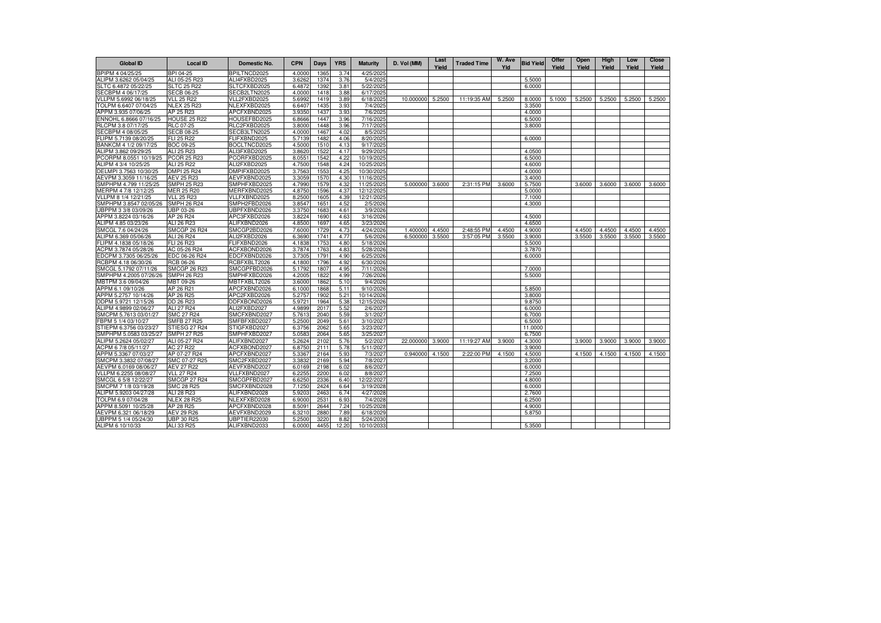| Global ID | Local ID | Domestic No. | CPN | Days | YRS | Maturity | D. Vol (MM) | Last Yield | Traded Time | W. Ave Yld | Bid Yield | Offer Yield | Open Yield | High Yield | Low Yield | Close Yield |
|---|---|---|---|---|---|---|---|---|---|---|---|---|---|---|---|---|
| BPIPM 4 04/25/25 | BPI 04-25 | BPILTNCD2025 | 4.0000 | 1365 | 3.74 | 4/25/2025 | | | | | | | | | | |
| ALIPM 3.6262 05/04/25 | ALI 05-25 R23 | ALI4FXBD2025 | 3.6262 | 1374 | 3.76 | 5/4/2025 | | | | | 5.5000 | | | | | |
| SLTC 6.4872 05/22/25 | SLTC 25 R22 | SLTCFXBD2025 | 6.4872 | 1392 | 3.81 | 5/22/2025 | | | | | 6.0000 | | | | | |
| SECBPM 4 06/17/25 | SECB 06-25 | SECB2LTN2025 | 4.0000 | 1418 | 3.88 | 6/17/2025 | | | | | | | | | | |
| VLLPM 5.6992 06/18/25 | VLL 25 R22 | VLL2FXBD2025 | 5.6992 | 1419 | 3.89 | 6/18/2025 | 10.000000 | 5.2500 | 11:19:35 AM | 5.2500 | 8.0000 | 5.1000 | 5.2500 | 5.2500 | 5.2500 | 5.2500 |
| TOLPM 6.6407 07/04/25 | NLEX 25 R23 | NLEXFXBD2025 | 6.6407 | 1435 | 3.93 | 7/4/2025 | | | | | 3.3500 | | | | | |
| APPM 3.935 07/06/25 | AP 25 R23 | APCFXBND2025 | 3.9350 | 1437 | 3.93 | 7/6/2025 | | | | | 4.0000 | | | | | |
| ENNOHL 6.8666 07/16/25 | HOUSE 25 R22 | HOUSEFBD2025 | 6.8666 | 1447 | 3.96 | 7/16/2025 | | | | | 6.5000 | | | | | |
| RLCPM 3.8 07/17/25 | RLC 07-25 | RLC2FXBD2025 | 3.8000 | 1448 | 3.96 | 7/17/2025 | | | | | 3.8000 | | | | | |
| SECBPM 4 08/05/25 | SECB 08-25 | SECB3LTN2025 | 4.0000 | 1467 | 4.02 | 8/5/2025 | | | | | | | | | | |
| FLIPM 5.7139 08/20/25 | FLI 25 R22 | FLIFXBND2025 | 5.7139 | 1482 | 4.06 | 8/20/2025 | | | | | 6.0000 | | | | | |
| BANKCM 4 1/2 09/17/25 | BOC 09-25 | BOCLTNCD2025 | 4.5000 | 1510 | 4.13 | 9/17/2025 | | | | | | | | | | |
| ALIPM 3.862 09/29/25 | ALI 25 R23 | ALI3FXBD2025 | 3.8620 | 1522 | 4.17 | 9/29/2025 | | | | | 4.0500 | | | | | |
| PCORPM 8.0551 10/19/25 | PCOR 25 R23 | PCORFXBD2025 | 8.0551 | 1542 | 4.22 | 10/19/2025 | | | | | 6.5000 | | | | | |
| ALIPM 4 3/4 10/25/25 | ALI 25 R22 | ALI2FXBD2025 | 4.7500 | 1548 | 4.24 | 10/25/2025 | | | | | 4.6000 | | | | | |
| DELMPI 3.7563 10/30/25 | DMPI 25 R24 | DMPIFXBD2025 | 3.7563 | 1553 | 4.25 | 10/30/2025 | | | | | 4.0000 | | | | | |
| AEVPM 3.3059 11/16/25 | AEV 25 R23 | AEVFXBND2025 | 3.3059 | 1570 | 4.30 | 11/16/2025 | | | | | 3.4000 | | | | | |
| SMPHPM 4.799 11/25/25 | SMPH 25 R23 | SMPHFXBD2025 | 4.7990 | 1579 | 4.32 | 11/25/2025 | 5.000000 | 3.6000 | 2:31:15 PM | 3.6000 | 5.7500 | | 3.6000 | 3.6000 | 3.6000 | 3.6000 |
| MERPM 4 7/8 12/12/25 | MER 25 R20 | MERFXBND2025 | 4.8750 | 1596 | 4.37 | 12/12/2025 | | | | | 5.0000 | | | | | |
| VLLPM 8 1/4 12/21/25 | VLL 25 R23 | VLLFXBND2025 | 8.2500 | 1605 | 4.39 | 12/21/2025 | | | | | 7.1000 | | | | | |
| SMPHPM 3.8547 02/05/26 | SMPH 26 R24 | SMPH2FBD2026 | 3.8547 | 1651 | 4.52 | 2/5/2026 | | | | | 4.3000 | | | | | |
| UBPPM 3 3/8 03/09/26 | UBP 03-26 | UBPFXBND2026 | 3.3750 | 1683 | 4.61 | 3/9/2026 | | | | | | | | | | |
| APPM 3.8224 03/16/26 | AP 26 R24 | APC3FXBD2026 | 3.8224 | 1690 | 4.63 | 3/16/2026 | | | | | 4.5000 | | | | | |
| ALIPM 4.85 03/23/26 | ALI 26 R23 | ALIFXBND2026 | 4.8500 | 1697 | 4.65 | 3/23/2026 | | | | | 4.6500 | | | | | |
| SMCGL 7.6 04/24/26 | SMCGP 26 R24 | SMCGP2BD2026 | 7.6000 | 1729 | 4.73 | 4/24/2026 | 1.400000 | 4.4500 | 2:48:55 PM | 4.4500 | 4.9000 | | 4.4500 | 4.4500 | 4.4500 | 4.4500 |
| ALIPM 6.369 05/06/26 | ALI 26 R24 | ALI2FXBD2026 | 6.3690 | 1741 | 4.77 | 5/6/2026 | 6.500000 | 3.5500 | 3:57:05 PM | 3.5500 | 3.9000 | | 3.5500 | 3.5500 | 3.5500 | 3.5500 |
| FLIPM 4.1838 05/18/26 | FLI 26 R23 | FLIFXBND2026 | 4.1838 | 1753 | 4.80 | 5/18/2026 | | | | | 5.5000 | | | | | |
| ACPM 3.7874 05/28/26 | AC 05-26 R24 | ACFXBOND2026 | 3.7874 | 1763 | 4.83 | 5/28/2026 | | | | | 3.7870 | | | | | |
| EDCPM 3.7305 06/25/26 | EDC 06-26 R24 | EDCFXBND2026 | 3.7305 | 1791 | 4.90 | 6/25/2026 | | | | | 6.0000 | | | | | |
| RCBPM 4.18 06/30/26 | RCB 06-26 | RCBFXBLT2026 | 4.1800 | 1796 | 4.92 | 6/30/2026 | | | | | | | | | | |
| SMCGL 5.1792 07/11/26 | SMCGP 26 R23 | SMCGPFBD2026 | 5.1792 | 1807 | 4.95 | 7/11/2026 | | | | | 7.0000 | | | | | |
| SMPHPM 4.2005 07/26/26 | SMPH 26 R23 | SMPHFXBD2026 | 4.2005 | 1822 | 4.99 | 7/26/2026 | | | | | 5.5000 | | | | | |
| MBTPM 3.6 09/04/26 | MBT 09-26 | MBTFXBLT2026 | 3.6000 | 1862 | 5.10 | 9/4/2026 | | | | | | | | | | |
| APPM 6.1 09/10/26 | AP 26 R21 | APCFXBND2026 | 6.1000 | 1868 | 5.11 | 9/10/2026 | | | | | 5.8500 | | | | | |
| APPM 5.2757 10/14/26 | AP 26 R25 | APC2FXBD2026 | 5.2757 | 1902 | 5.21 | 10/14/2026 | | | | | 3.8000 | | | | | |
| DDPM 5.9721 12/15/26 | DD 26 R23 | DDFXBOND2026 | 5.9721 | 1964 | 5.38 | 12/15/2026 | | | | | 9.8750 | | | | | |
| ALIPM 4.9899 02/06/27 | ALI 27 R24 | ALI2FXBD2027 | 4.9899 | 2017 | 5.52 | 2/6/2027 | | | | | 6.0000 | | | | | |
| SMCPM 5.7613 03/01/27 | SMC 27 R24 | SMCFXBND2027 | 5.7613 | 2040 | 5.59 | 3/1/2027 | | | | | 6.7000 | | | | | |
| FBPM 5 1/4 03/10/27 | SMFB 27 R25 | SMFBFXBD2027 | 5.2500 | 2049 | 5.61 | 3/10/2027 | | | | | 6.5000 | | | | | |
| STIEPM 6.3756 03/23/27 | STIESG 27 R24 | STIGFXBD2027 | 6.3756 | 2062 | 5.65 | 3/23/2027 | | | | | 11.0000 | | | | | |
| SMPHPM 5.0583 03/25/27 | SMPH 27 R25 | SMPHFXBD2027 | 5.0583 | 2064 | 5.65 | 3/25/2027 | | | | | 6.7500 | | | | | |
| ALIPM 5.2624 05/02/27 | ALI 05-27 R24 | ALIFXBND2027 | 5.2624 | 2102 | 5.76 | 5/2/2027 | 22.000000 | 3.9000 | 11:19:27 AM | 3.9000 | 4.3000 | | 3.9000 | 3.9000 | 3.9000 | 3.9000 |
| ACPM 6 7/8 05/11/27 | AC 27 R22 | ACFXBOND2027 | 6.8750 | 2111 | 5.78 | 5/11/2027 | | | | | 3.9000 | | | | | |
| APPM 5.3367 07/03/27 | AP 07-27 R24 | APCFXBND2027 | 5.3367 | 2164 | 5.93 | 7/3/2027 | 0.940000 | 4.1500 | 2:22:00 PM | 4.1500 | 4.5000 | | 4.1500 | 4.1500 | 4.1500 | 4.1500 |
| SMCPM 3.3832 07/08/27 | SMC 07-27 R25 | SMC2FXBD2027 | 3.3832 | 2169 | 5.94 | 7/8/2027 | | | | | 3.2000 | | | | | |
| AEVPM 6.0169 08/06/27 | AEV 27 R22 | AEVFXBND2027 | 6.0169 | 2198 | 6.02 | 8/6/2027 | | | | | 6.0000 | | | | | |
| VLLPM 6.2255 08/08/27 | VLL 27 R24 | VLLFXBND2027 | 6.2255 | 2200 | 6.02 | 8/8/2027 | | | | | 7.2500 | | | | | |
| SMCGL 6 5/8 12/22/27 | SMCGP 27 R24 | SMCGPFBD2027 | 6.6250 | 2336 | 6.40 | 12/22/2027 | | | | | 4.8000 | | | | | |
| SMCPM 7 1/8 03/19/28 | SMC 28 R25 | SMCFXBND2028 | 7.1250 | 2424 | 6.64 | 3/19/2028 | | | | | 6.0000 | | | | | |
| ALIPM 5.9203 04/27/28 | ALI 28 R23 | ALIFXBND2028 | 5.9203 | 2463 | 6.74 | 4/27/2028 | | | | | 2.7600 | | | | | |
| TOLPM 6.9 07/04/28 | NLEX 28 R25 | NLEXFXBD2028 | 6.9000 | 2531 | 6.93 | 7/4/2028 | | | | | 6.2500 | | | | | |
| APPM 8.5091 10/25/28 | AP 28 R25 | APCFXBND2028 | 8.5091 | 2644 | 7.24 | 10/25/2028 | | | | | 4.9000 | | | | | |
| AEVPM 6.321 06/18/29 | AEV 29 R26 | AEVFXBND2029 | 6.3210 | 2880 | 7.89 | 6/18/2029 | | | | | 5.8750 | | | | | |
| UBPPM 5 1/4 05/24/30 | UBP 30 R25 | UBPTIER22030 | 5.2500 | 3220 | 8.82 | 5/24/2030 | | | | | | | | | | |
| ALIPM 6 10/10/33 | ALI 33 R25 | ALIFXBND2033 | 6.0000 | 4455 | 12.20 | 10/10/2033 | | | | | 5.3500 | | | | | |